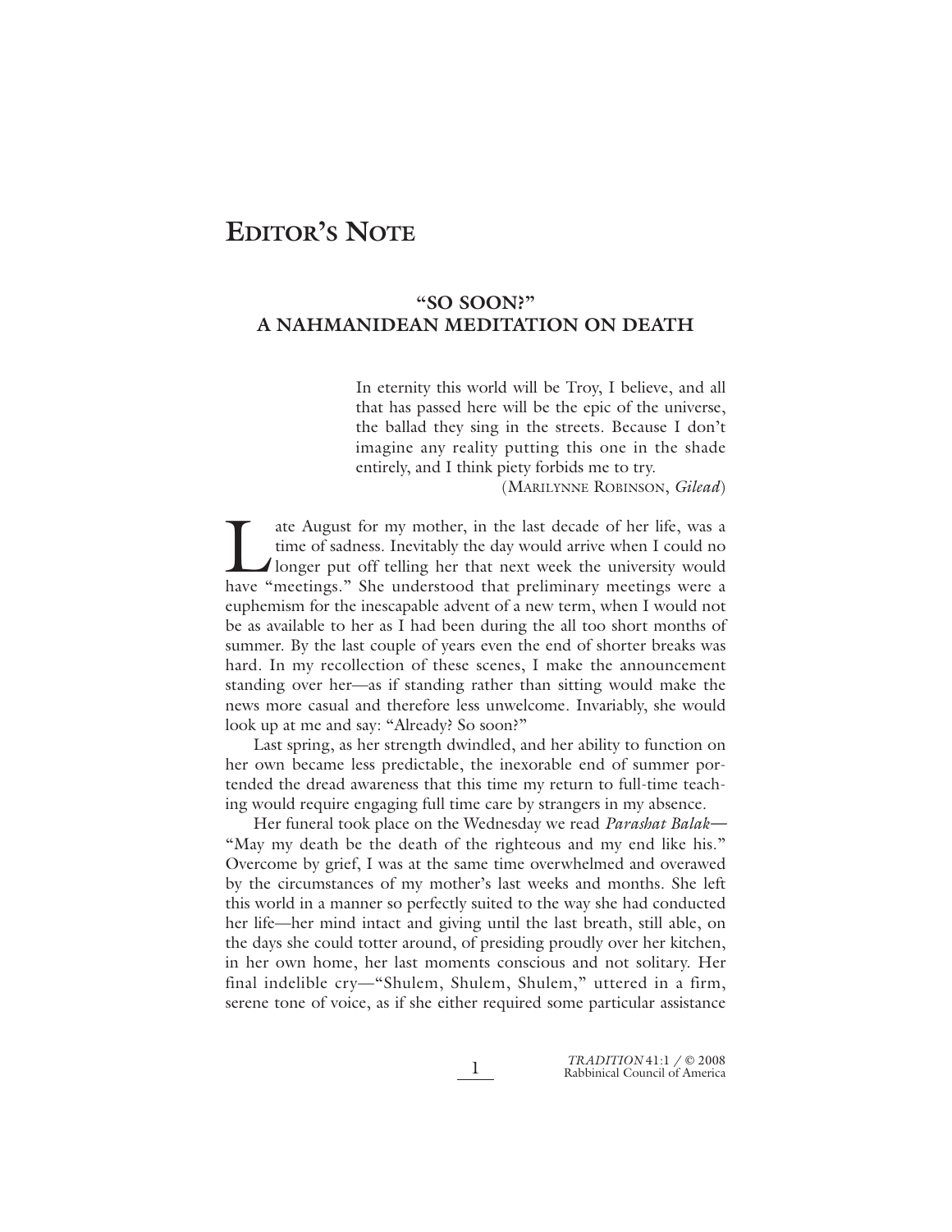# Editor's Note

## "SO SOON?" A NAHMANIDEAN MEDITATION ON DEATH

> In eternity this world will be Troy, I believe, and all that has passed here will be the epic of the universe, the ballad they sing in the streets. Because I don't imagine any reality putting this one in the shade entirely, and I think piety forbids me to try.
>
> (Marilynne Robinson, *Gilead*)

Late August for my mother, in the last decade of her life, was a time of sadness. Inevitably the day would arrive when I could no longer put off telling her that next week the university would have "meetings." She understood that preliminary meetings were a euphemism for the inescapable advent of a new term, when I would not be as available to her as I had been during the all too short months of summer. By the last couple of years even the end of shorter breaks was hard. In my recollection of these scenes, I make the announcement standing over her—as if standing rather than sitting would make the news more casual and therefore less unwelcome. Invariably, she would look up at me and say: "Already? So soon?"

Last spring, as her strength dwindled, and her ability to function on her own became less predictable, the inexorable end of summer portended the dread awareness that this time my return to full-time teaching would require engaging full time care by strangers in my absence.

Her funeral took place on the Wednesday we read *Parashat Balak*—"May my death be the death of the righteous and my end like his." Overcome by grief, I was at the same time overwhelmed and overawed by the circumstances of my mother's last weeks and months. She left this world in a manner so perfectly suited to the way she had conducted her life—her mind intact and giving until the last breath, still able, on the days she could totter around, of presiding proudly over her kitchen, in her own home, her last moments conscious and not solitary. Her final indelible cry—"Shulem, Shulem, Shulem," uttered in a firm, serene tone of voice, as if she either required some particular assistance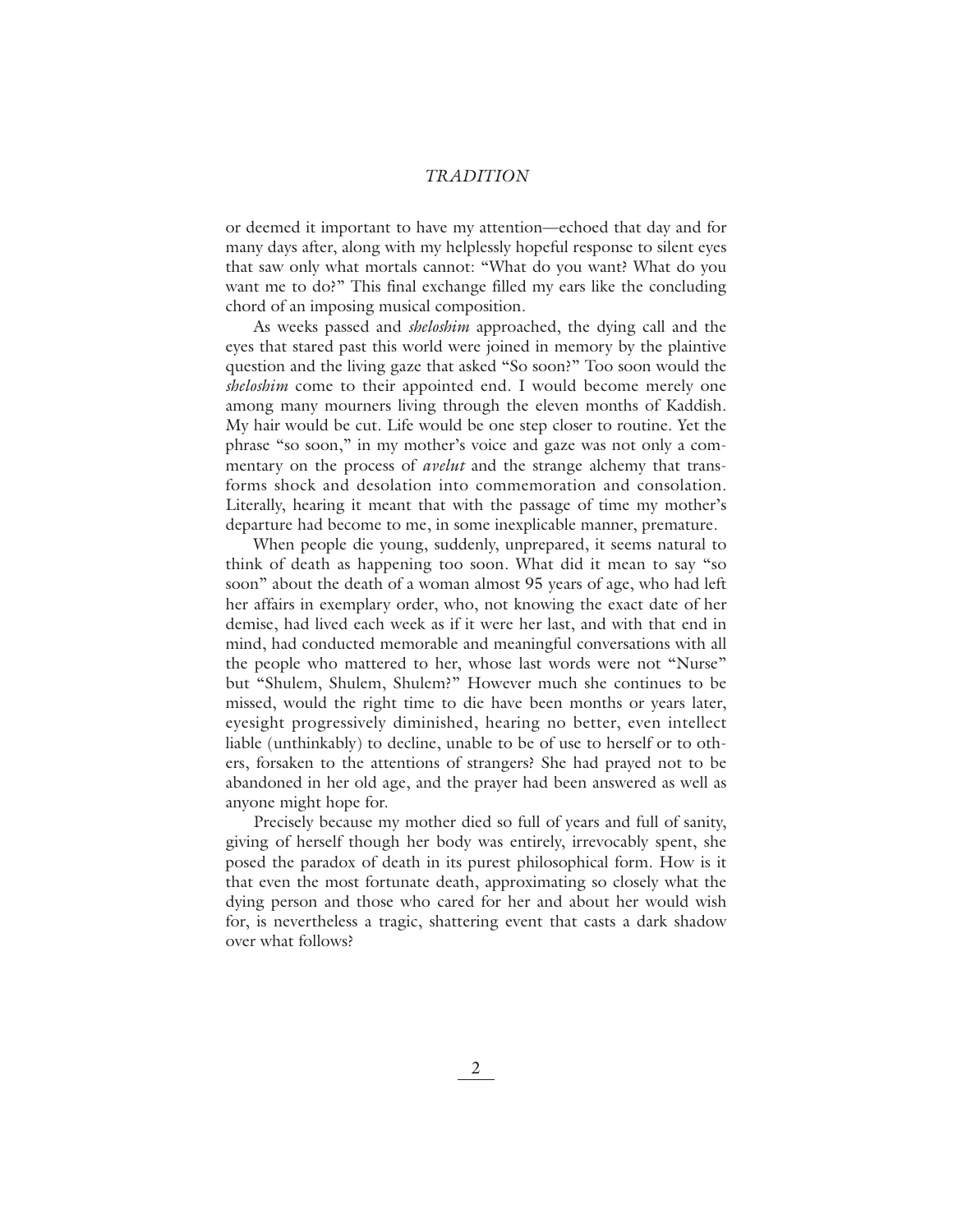or deemed it important to have my attention—echoed that day and for many days after, along with my helplessly hopeful response to silent eyes that saw only what mortals cannot: "What do you want? What do you want me to do?" This final exchange filled my ears like the concluding chord of an imposing musical composition.

As weeks passed and *sheloshim* approached, the dying call and the eyes that stared past this world were joined in memory by the plaintive question and the living gaze that asked "So soon?" Too soon would the *sheloshim* come to their appointed end. I would become merely one among many mourners living through the eleven months of Kaddish. My hair would be cut. Life would be one step closer to routine. Yet the phrase "so soon," in my mother's voice and gaze was not only a commentary on the process of *avelut* and the strange alchemy that transforms shock and desolation into commemoration and consolation. Literally, hearing it meant that with the passage of time my mother's departure had become to me, in some inexplicable manner, premature.

When people die young, suddenly, unprepared, it seems natural to think of death as happening too soon. What did it mean to say "so soon" about the death of a woman almost 95 years of age, who had left her affairs in exemplary order, who, not knowing the exact date of her demise, had lived each week as if it were her last, and with that end in mind, had conducted memorable and meaningful conversations with all the people who mattered to her, whose last words were not "Nurse" but "Shulem, Shulem, Shulem?" However much she continues to be missed, would the right time to die have been months or years later, eyesight progressively diminished, hearing no better, even intellect liable (unthinkably) to decline, unable to be of use to herself or to others, forsaken to the attentions of strangers? She had prayed not to be abandoned in her old age, and the prayer had been answered as well as anyone might hope for.

Precisely because my mother died so full of years and full of sanity, giving of herself though her body was entirely, irrevocably spent, she posed the paradox of death in its purest philosophical form. How is it that even the most fortunate death, approximating so closely what the dying person and those who cared for her and about her would wish for, is nevertheless a tragic, shattering event that casts a dark shadow over what follows?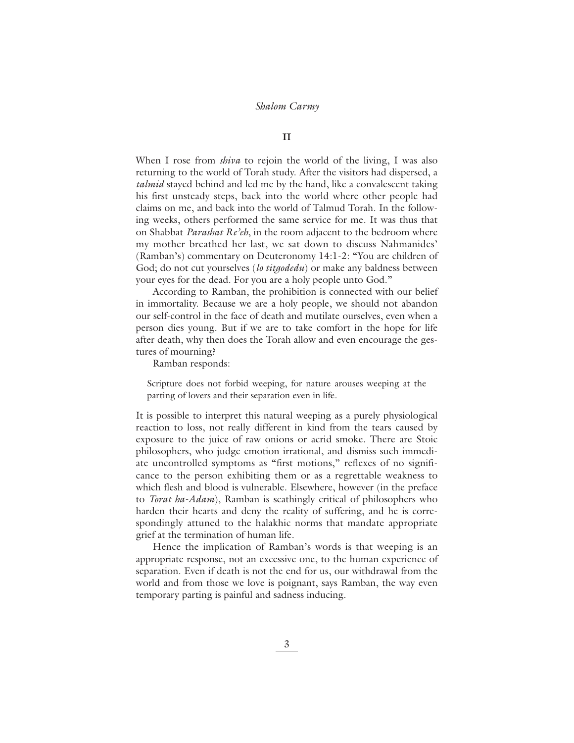## II

When I rose from *shiva* to rejoin the world of the living, I was also returning to the world of Torah study. After the visitors had dispersed, a *talmid* stayed behind and led me by the hand, like a convalescent taking his first unsteady steps, back into the world where other people had claims on me, and back into the world of Talmud Torah. In the following weeks, others performed the same service for me. It was thus that on Shabbat *Parashat Re'eh*, in the room adjacent to the bedroom where my mother breathed her last, we sat down to discuss Nahmanides' (Ramban's) commentary on Deuteronomy 14:1-2: "You are children of God; do not cut yourselves (*lo titgodedu*) or make any baldness between your eyes for the dead. For you are a holy people unto God."

According to Ramban, the prohibition is connected with our belief in immortality. Because we are a holy people, we should not abandon our self-control in the face of death and mutilate ourselves, even when a person dies young. But if we are to take comfort in the hope for life after death, why then does the Torah allow and even encourage the gestures of mourning?

Ramban responds:

> Scripture does not forbid weeping, for nature arouses weeping at the parting of lovers and their separation even in life.

It is possible to interpret this natural weeping as a purely physiological reaction to loss, not really different in kind from the tears caused by exposure to the juice of raw onions or acrid smoke. There are Stoic philosophers, who judge emotion irrational, and dismiss such immediate uncontrolled symptoms as "first motions," reflexes of no significance to the person exhibiting them or as a regrettable weakness to which flesh and blood is vulnerable. Elsewhere, however (in the preface to *Torat ha-Adam*), Ramban is scathingly critical of philosophers who harden their hearts and deny the reality of suffering, and he is correspondingly attuned to the halakhic norms that mandate appropriate grief at the termination of human life.

Hence the implication of Ramban's words is that weeping is an appropriate response, not an excessive one, to the human experience of separation. Even if death is not the end for us, our withdrawal from the world and from those we love is poignant, says Ramban, the way even temporary parting is painful and sadness inducing.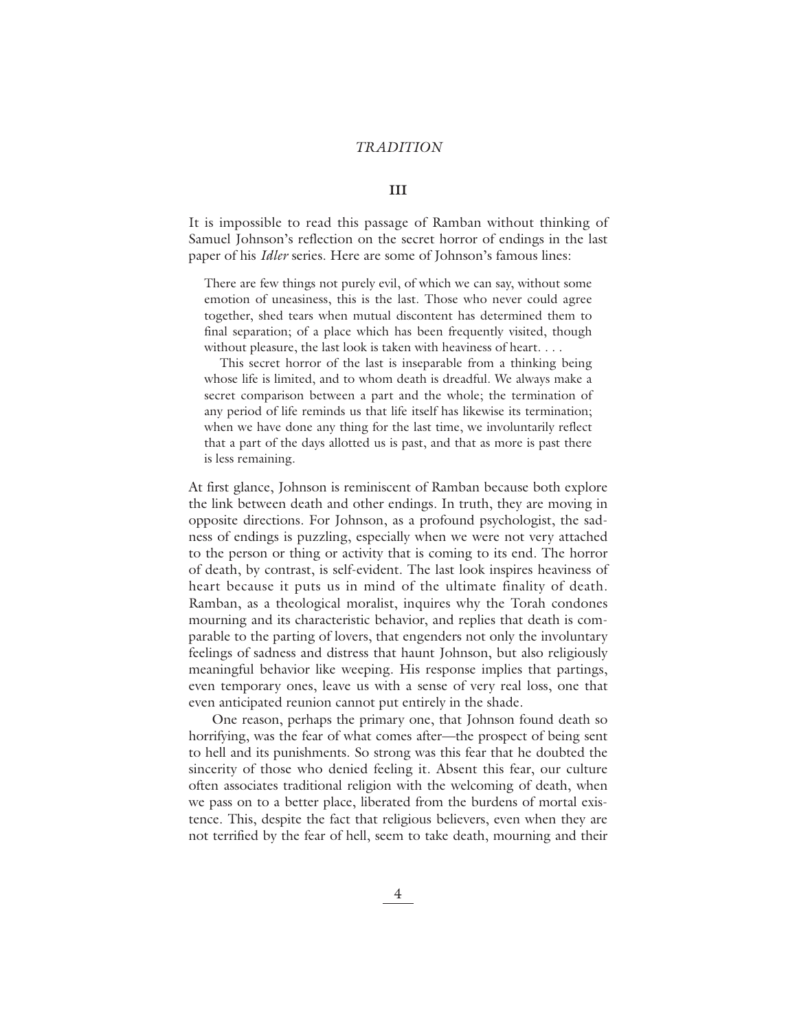## III

It is impossible to read this passage of Ramban without thinking of Samuel Johnson's reflection on the secret horror of endings in the last paper of his *Idler* series. Here are some of Johnson's famous lines:

> There are few things not purely evil, of which we can say, without some emotion of uneasiness, this is the last. Those who never could agree together, shed tears when mutual discontent has determined them to final separation; of a place which has been frequently visited, though without pleasure, the last look is taken with heaviness of heart. . . .
>
> This secret horror of the last is inseparable from a thinking being whose life is limited, and to whom death is dreadful. We always make a secret comparison between a part and the whole; the termination of any period of life reminds us that life itself has likewise its termination; when we have done any thing for the last time, we involuntarily reflect that a part of the days allotted us is past, and that as more is past there is less remaining.

At first glance, Johnson is reminiscent of Ramban because both explore the link between death and other endings. In truth, they are moving in opposite directions. For Johnson, as a profound psychologist, the sadness of endings is puzzling, especially when we were not very attached to the person or thing or activity that is coming to its end. The horror of death, by contrast, is self-evident. The last look inspires heaviness of heart because it puts us in mind of the ultimate finality of death. Ramban, as a theological moralist, inquires why the Torah condones mourning and its characteristic behavior, and replies that death is comparable to the parting of lovers, that engenders not only the involuntary feelings of sadness and distress that haunt Johnson, but also religiously meaningful behavior like weeping. His response implies that partings, even temporary ones, leave us with a sense of very real loss, one that even anticipated reunion cannot put entirely in the shade.

One reason, perhaps the primary one, that Johnson found death so horrifying, was the fear of what comes after—the prospect of being sent to hell and its punishments. So strong was this fear that he doubted the sincerity of those who denied feeling it. Absent this fear, our culture often associates traditional religion with the welcoming of death, when we pass on to a better place, liberated from the burdens of mortal existence. This, despite the fact that religious believers, even when they are not terrified by the fear of hell, seem to take death, mourning and their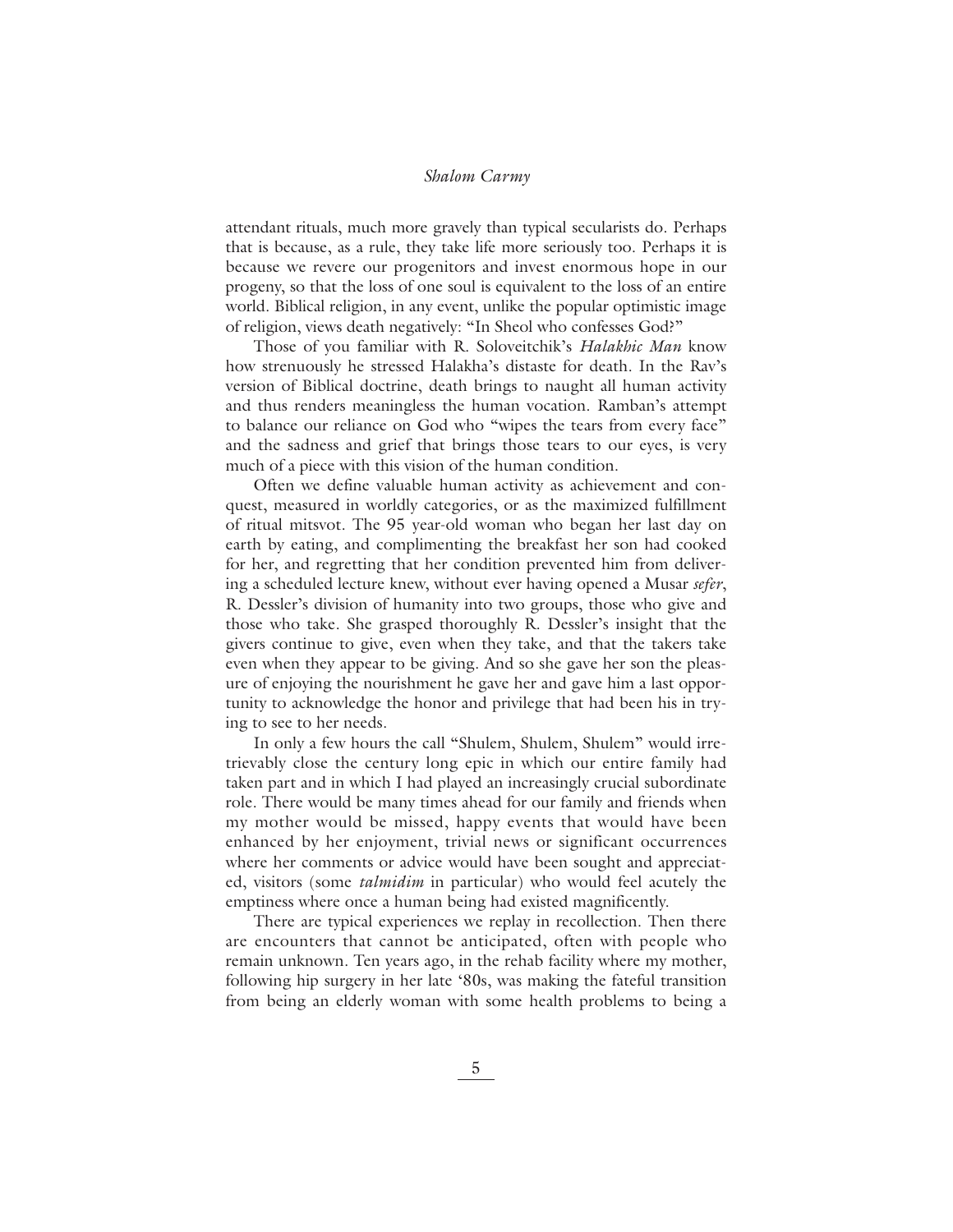attendant rituals, much more gravely than typical secularists do. Perhaps that is because, as a rule, they take life more seriously too. Perhaps it is because we revere our progenitors and invest enormous hope in our progeny, so that the loss of one soul is equivalent to the loss of an entire world. Biblical religion, in any event, unlike the popular optimistic image of religion, views death negatively: "In Sheol who confesses God?"

Those of you familiar with R. Soloveitchik's *Halakhic Man* know how strenuously he stressed Halakha's distaste for death. In the Rav's version of Biblical doctrine, death brings to naught all human activity and thus renders meaningless the human vocation. Ramban's attempt to balance our reliance on God who "wipes the tears from every face" and the sadness and grief that brings those tears to our eyes, is very much of a piece with this vision of the human condition.

Often we define valuable human activity as achievement and conquest, measured in worldly categories, or as the maximized fulfillment of ritual mitsvot. The 95 year-old woman who began her last day on earth by eating, and complimenting the breakfast her son had cooked for her, and regretting that her condition prevented him from delivering a scheduled lecture knew, without ever having opened a Musar *sefer*, R. Dessler's division of humanity into two groups, those who give and those who take. She grasped thoroughly R. Dessler's insight that the givers continue to give, even when they take, and that the takers take even when they appear to be giving. And so she gave her son the pleasure of enjoying the nourishment he gave her and gave him a last opportunity to acknowledge the honor and privilege that had been his in trying to see to her needs.

In only a few hours the call "Shulem, Shulem, Shulem" would irretrievably close the century long epic in which our entire family had taken part and in which I had played an increasingly crucial subordinate role. There would be many times ahead for our family and friends when my mother would be missed, happy events that would have been enhanced by her enjoyment, trivial news or significant occurrences where her comments or advice would have been sought and appreciated, visitors (some *talmidim* in particular) who would feel acutely the emptiness where once a human being had existed magnificently.

There are typical experiences we replay in recollection. Then there are encounters that cannot be anticipated, often with people who remain unknown. Ten years ago, in the rehab facility where my mother, following hip surgery in her late '80s, was making the fateful transition from being an elderly woman with some health problems to being a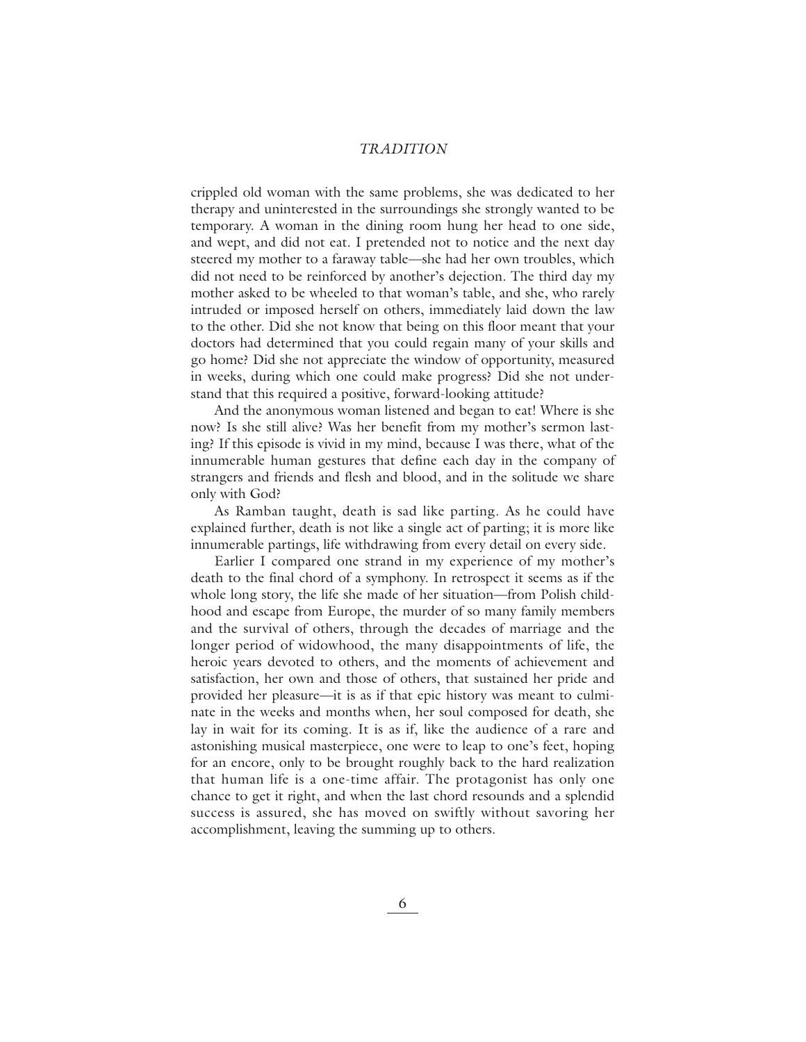crippled old woman with the same problems, she was dedicated to her therapy and uninterested in the surroundings she strongly wanted to be temporary. A woman in the dining room hung her head to one side, and wept, and did not eat. I pretended not to notice and the next day steered my mother to a faraway table—she had her own troubles, which did not need to be reinforced by another's dejection. The third day my mother asked to be wheeled to that woman's table, and she, who rarely intruded or imposed herself on others, immediately laid down the law to the other. Did she not know that being on this floor meant that your doctors had determined that you could regain many of your skills and go home? Did she not appreciate the window of opportunity, measured in weeks, during which one could make progress? Did she not understand that this required a positive, forward-looking attitude?

And the anonymous woman listened and began to eat! Where is she now? Is she still alive? Was her benefit from my mother's sermon lasting? If this episode is vivid in my mind, because I was there, what of the innumerable human gestures that define each day in the company of strangers and friends and flesh and blood, and in the solitude we share only with God?

As Ramban taught, death is sad like parting. As he could have explained further, death is not like a single act of parting; it is more like innumerable partings, life withdrawing from every detail on every side.

Earlier I compared one strand in my experience of my mother's death to the final chord of a symphony. In retrospect it seems as if the whole long story, the life she made of her situation—from Polish childhood and escape from Europe, the murder of so many family members and the survival of others, through the decades of marriage and the longer period of widowhood, the many disappointments of life, the heroic years devoted to others, and the moments of achievement and satisfaction, her own and those of others, that sustained her pride and provided her pleasure—it is as if that epic history was meant to culminate in the weeks and months when, her soul composed for death, she lay in wait for its coming. It is as if, like the audience of a rare and astonishing musical masterpiece, one were to leap to one's feet, hoping for an encore, only to be brought roughly back to the hard realization that human life is a one-time affair. The protagonist has only one chance to get it right, and when the last chord resounds and a splendid success is assured, she has moved on swiftly without savoring her accomplishment, leaving the summing up to others.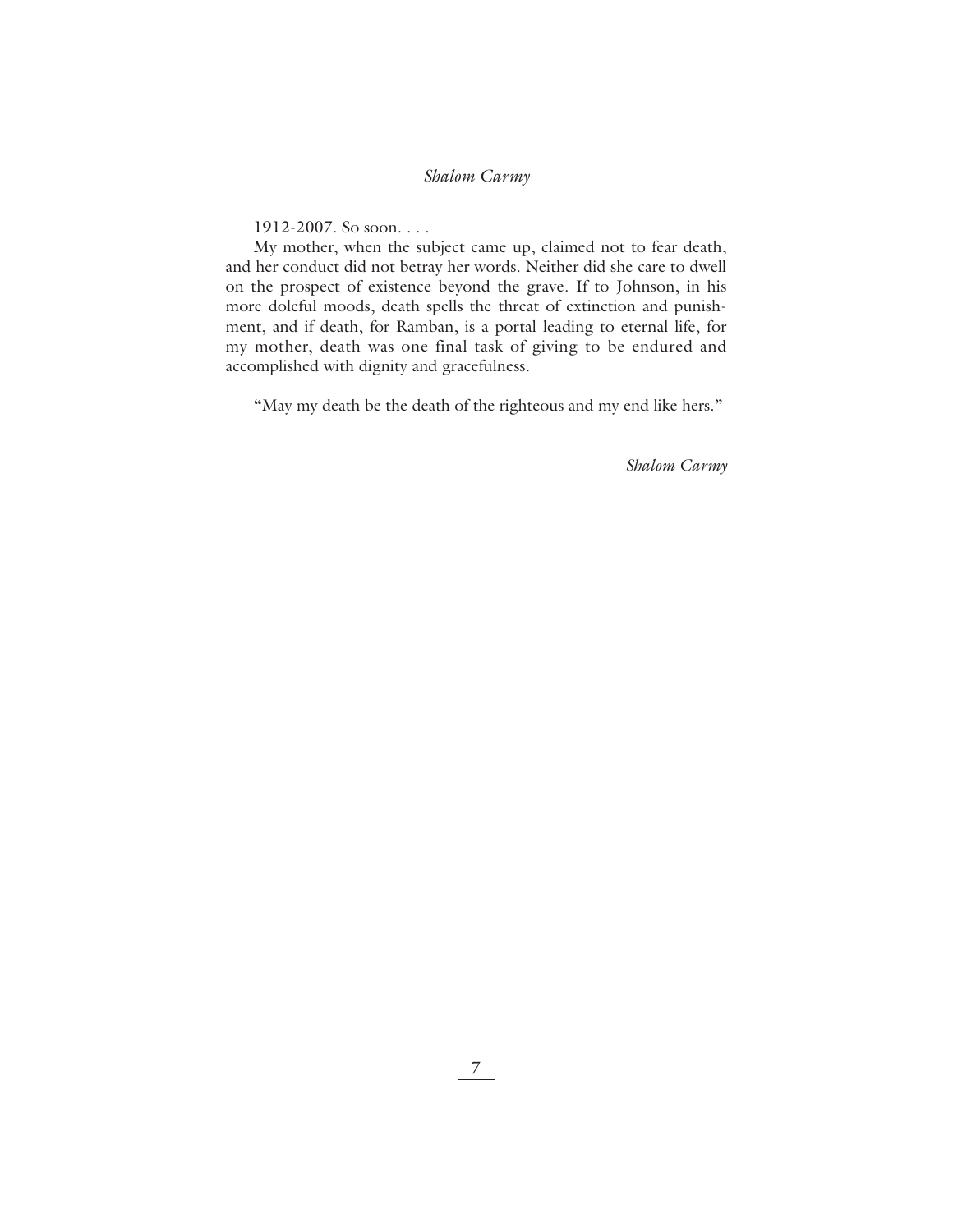1912-2007. So soon. . . .

My mother, when the subject came up, claimed not to fear death, and her conduct did not betray her words. Neither did she care to dwell on the prospect of existence beyond the grave. If to Johnson, in his more doleful moods, death spells the threat of extinction and punishment, and if death, for Ramban, is a portal leading to eternal life, for my mother, death was one final task of giving to be endured and accomplished with dignity and gracefulness.

"May my death be the death of the righteous and my end like hers."

*Shalom Carmy*